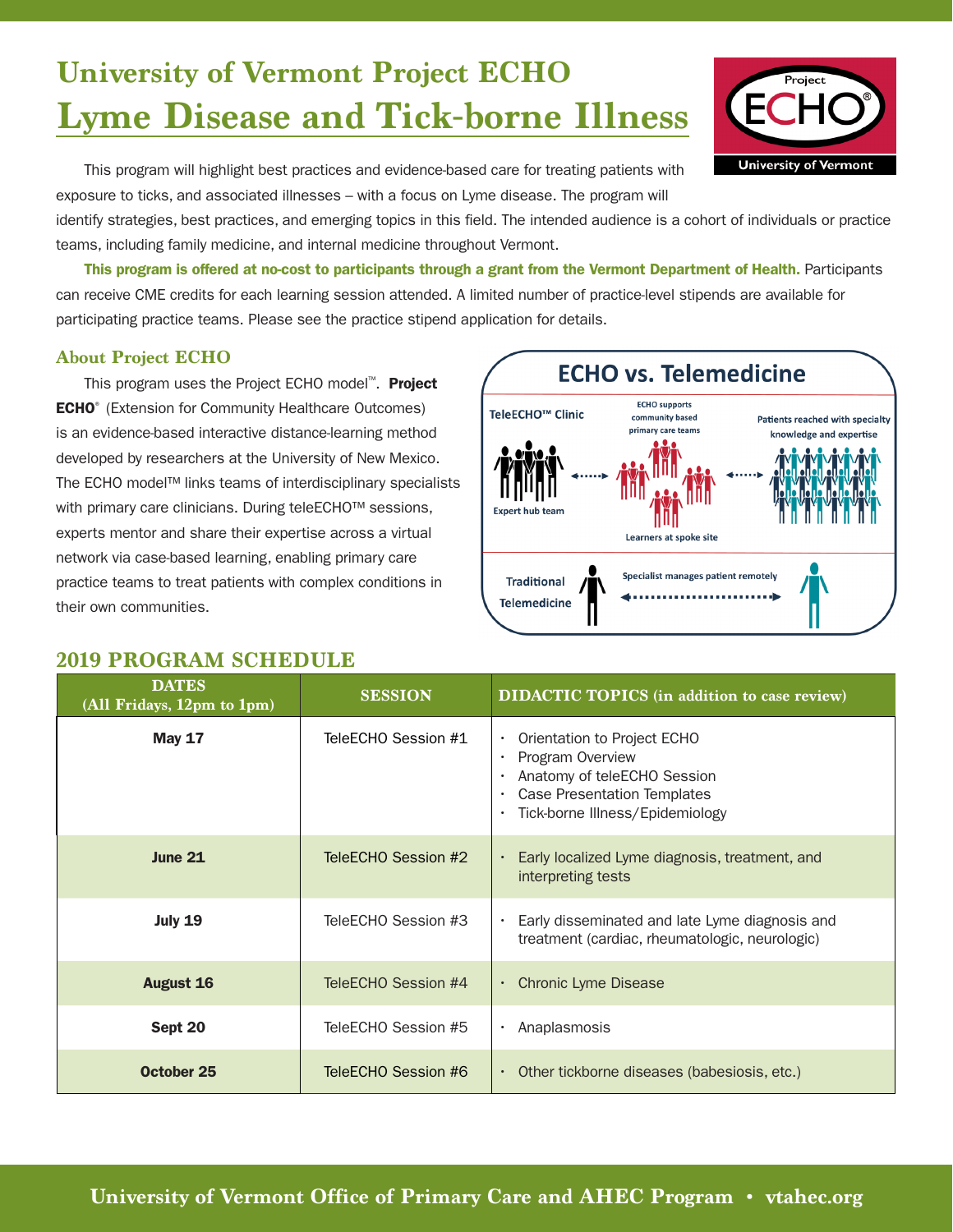# University of Vermont Project ECHO

# Lyme Disease and Tick-borne Illness

This program will highlight best practices and evidence-based care for treating patients with exposure to ticks, and associated illnesses – with a focus on Lyme disease. The program will identify strategies, best practices, and emerging topics in this field. The intended audience is a cohort of individuals or practice teams, including family medicine, and internal medicine throughout Vermont.

**This program is offered at no-cost to participants through a grant from the Vermont Department of Health.** Participants can receive CME credits for each learning session attended. A limited number of practice-level stipends are available for participating practice teams. Please see the practice stipend application for details.

## About Project ECHO

This program uses the Project ECHO model™. **Project ECHO®** (Extension for Community Healthcare Outcomes) is an evidence-based interactive distance-learning method developed by researchers at the University of New Mexico. The ECHO model™ links teams of interdisciplinary specialists with primary care clinicians. During teleECHO™ sessions, experts mentor and share their expertise across a virtual network via case-based learning, enabling primary care practice teams to treat patients with complex conditions in their own communities.

## 2019 PROGRAM SCHEDULE

| DATES (All Fridays, 12pm to 1pm) | SESSION | DIDACTIC TOPICS (in addition to case review) |
|---|---|---|
| **May 17** | TeleECHO Session #1 | • Orientation to Project ECHO<br>• Program Overview<br>• Anatomy of teleECHO Session<br>• Case Presentation Templates<br>• Tick-borne Illness/Epidemiology |
| **June 21** | TeleECHO Session #2 | • Early localized Lyme diagnosis, treatment, and interpreting tests |
| **July 19** | TeleECHO Session #3 | • Early disseminated and late Lyme diagnosis and treatment (cardiac, rheumatologic, neurologic) |
| **August 16** | TeleECHO Session #4 | • Chronic Lyme Disease |
| **Sept 20** | TeleECHO Session #5 | • Anaplasmosis |
| **October 25** | TeleECHO Session #6 | • Other tickborne diseases (babesiosis, etc.) |

University of Vermont Office of Primary Care and AHEC Program • vtahec.org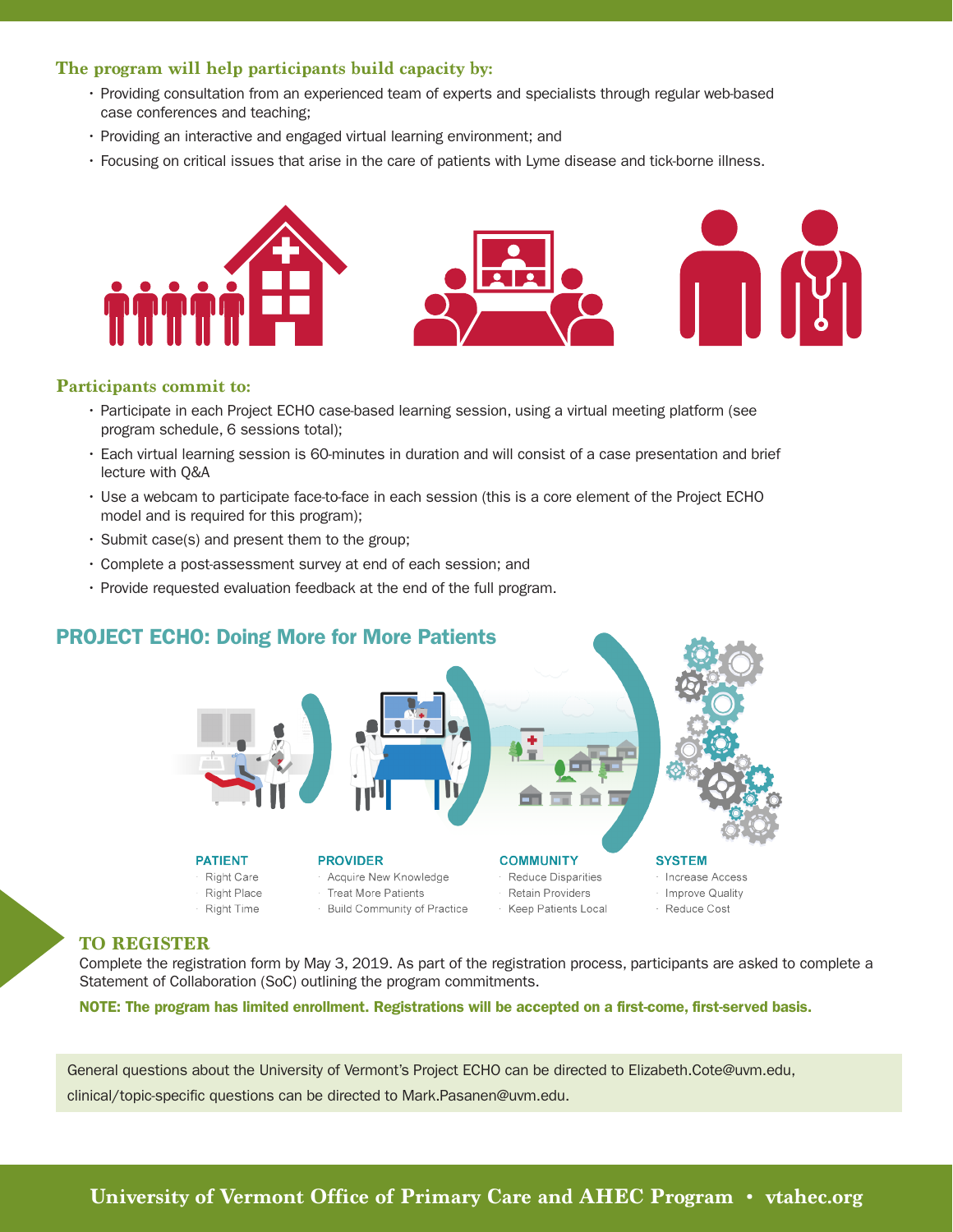**The program will help participants build capacity by:**

- Providing consultation from an experienced team of experts and specialists through regular web-based case conferences and teaching;
- Providing an interactive and engaged virtual learning environment; and
- Focusing on critical issues that arise in the care of patients with Lyme disease and tick-borne illness.

**Participants commit to:**

- Participate in each Project ECHO case-based learning session, using a virtual meeting platform (see program schedule, 6 sessions total);
- Each virtual learning session is 60-minutes in duration and will consist of a case presentation and brief lecture with Q&A
- Use a webcam to participate face-to-face in each session (this is a core element of the Project ECHO model and is required for this program);
- Submit case(s) and present them to the group;
- Complete a post-assessment survey at end of each session; and
- Provide requested evaluation feedback at the end of the full program.

## PROJECT ECHO: Doing More for More Patients

PATIENT
- Right Care
- Right Place
- Right Time

PROVIDER
- Acquire New Knowledge
- Treat More Patients
- Build Community of Practice

COMMUNITY
- Reduce Disparities
- Retain Providers
- Keep Patients Local

SYSTEM
- Increase Access
- Improve Quality
- Reduce Cost

## TO REGISTER

Complete the registration form by May 3, 2019. As part of the registration process, participants are asked to complete a Statement of Collaboration (SoC) outlining the program commitments.

**NOTE: The program has limited enrollment. Registrations will be accepted on a first-come, first-served basis.**

General questions about the University of Vermont's Project ECHO can be directed to Elizabeth.Cote@uvm.edu, clinical/topic-specific questions can be directed to Mark.Pasanen@uvm.edu.

**University of Vermont Office of Primary Care and AHEC Program • vtahec.org**